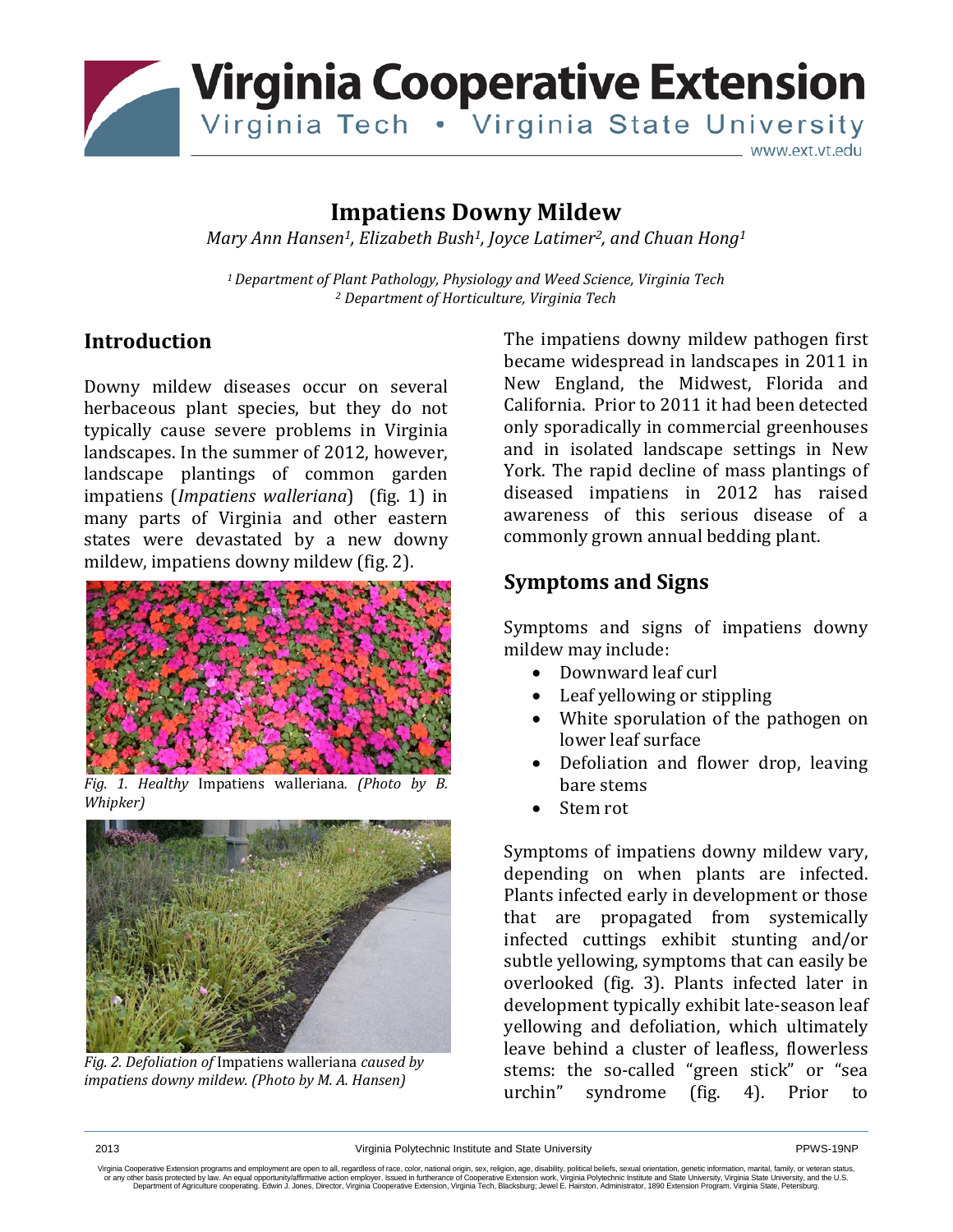# Impatiens Downy Mildew

*Mary Ann Hansen[1], Elizabeth Bush[1], Joyce Latimer[2], and Chuan Hong[1]*

*[1] Department of Plant Pathology, Physiology and Weed Science, Virginia Tech*
*[2] Department of Horticulture, Virginia Tech*

## Introduction

Downy mildew diseases occur on several herbaceous plant species, but they do not typically cause severe problems in Virginia landscapes. In the summer of 2012, however, landscape plantings of common garden impatiens (*Impatiens walleriana*) (fig. 1) in many parts of Virginia and other eastern states were devastated by a new downy mildew, impatiens downy mildew (fig. 2).

*Fig. 1. Healthy* Impatiens walleriana*. (Photo by B. Whipker)*

*Fig. 2. Defoliation of* Impatiens walleriana *caused by impatiens downy mildew. (Photo by M. A. Hansen)*

The impatiens downy mildew pathogen first became widespread in landscapes in 2011 in New England, the Midwest, Florida and California. Prior to 2011 it had been detected only sporadically in commercial greenhouses and in isolated landscape settings in New York. The rapid decline of mass plantings of diseased impatiens in 2012 has raised awareness of this serious disease of a commonly grown annual bedding plant.

## Symptoms and Signs

Symptoms and signs of impatiens downy mildew may include:

- Downward leaf curl
- Leaf yellowing or stippling
- White sporulation of the pathogen on lower leaf surface
- Defoliation and flower drop, leaving bare stems
- Stem rot

Symptoms of impatiens downy mildew vary, depending on when plants are infected. Plants infected early in development or those that are propagated from systemically infected cuttings exhibit stunting and/or subtle yellowing, symptoms that can easily be overlooked (fig. 3). Plants infected later in development typically exhibit late-season leaf yellowing and defoliation, which ultimately leave behind a cluster of leafless, flowerless stems: the so-called "green stick" or "sea urchin" syndrome (fig. 4). Prior to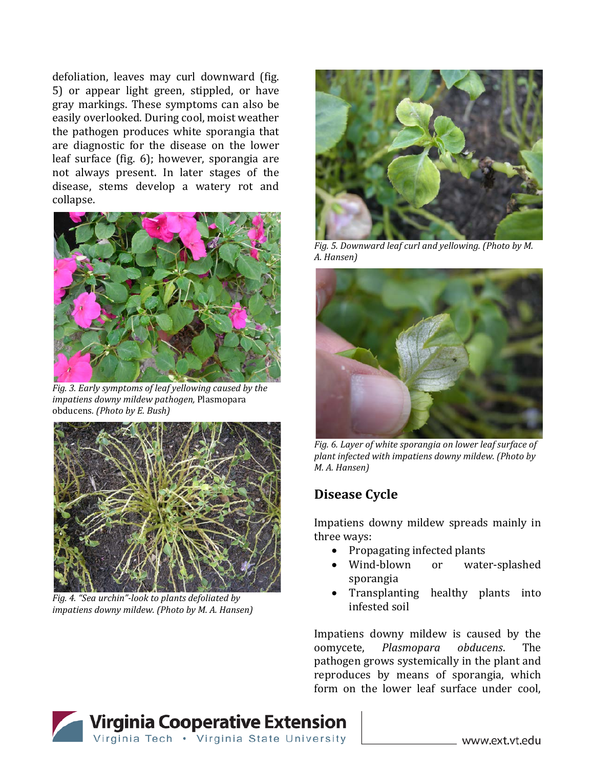defoliation, leaves may curl downward (fig. 5) or appear light green, stippled, or have gray markings. These symptoms can also be easily overlooked. During cool, moist weather the pathogen produces white sporangia that are diagnostic for the disease on the lower leaf surface (fig. 6); however, sporangia are not always present. In later stages of the disease, stems develop a watery rot and collapse.

*Fig. 3. Early symptoms of leaf yellowing caused by the impatiens downy mildew pathogen,* Plasmopara obducens. *(Photo by E. Bush)*

*Fig. 4. "Sea urchin"-look to plants defoliated by impatiens downy mildew. (Photo by M. A. Hansen)*

*Fig. 5. Downward leaf curl and yellowing. (Photo by M. A. Hansen)*

*Fig. 6. Layer of white sporangia on lower leaf surface of plant infected with impatiens downy mildew. (Photo by M. A. Hansen)*

## Disease Cycle

Impatiens downy mildew spreads mainly in three ways:

- Propagating infected plants
- Wind-blown or water-splashed sporangia
- Transplanting healthy plants into infested soil

Impatiens downy mildew is caused by the oomycete, *Plasmopara obducens*. The pathogen grows systemically in the plant and reproduces by means of sporangia, which form on the lower leaf surface under cool,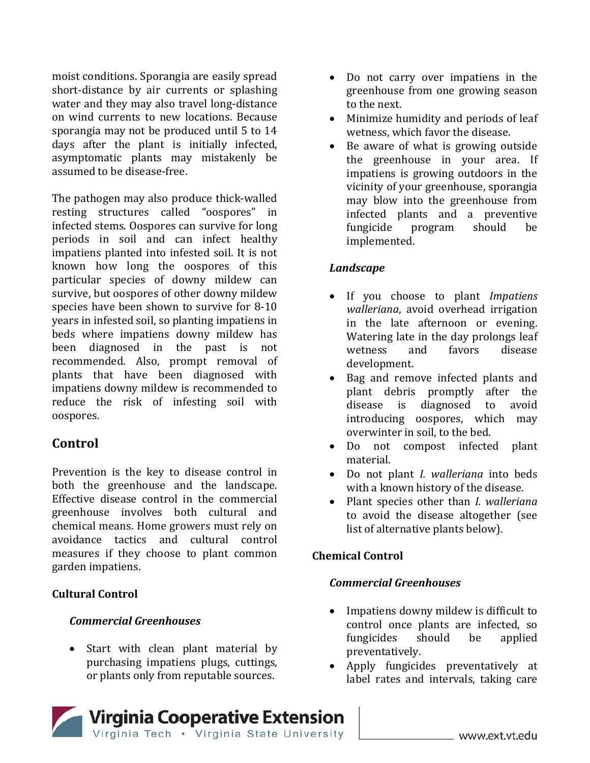moist conditions. Sporangia are easily spread short-distance by air currents or splashing water and they may also travel long-distance on wind currents to new locations. Because sporangia may not be produced until 5 to 14 days after the plant is initially infected, asymptomatic plants may mistakenly be assumed to be disease-free.

The pathogen may also produce thick-walled resting structures called "oospores" in infected stems. Oospores can survive for long periods in soil and can infect healthy impatiens planted into infested soil. It is not known how long the oospores of this particular species of downy mildew can survive, but oospores of other downy mildew species have been shown to survive for 8-10 years in infested soil, so planting impatiens in beds where impatiens downy mildew has been diagnosed in the past is not recommended. Also, prompt removal of plants that have been diagnosed with impatiens downy mildew is recommended to reduce the risk of infesting soil with oospores.

## Control

Prevention is the key to disease control in both the greenhouse and the landscape. Effective disease control in the commercial greenhouse involves both cultural and chemical means. Home growers must rely on avoidance tactics and cultural control measures if they choose to plant common garden impatiens.

### Cultural Control

#### *Commercial Greenhouses*

- Start with clean plant material by purchasing impatiens plugs, cuttings, or plants only from reputable sources.
- Do not carry over impatiens in the greenhouse from one growing season to the next.
- Minimize humidity and periods of leaf wetness, which favor the disease.
- Be aware of what is growing outside the greenhouse in your area. If impatiens is growing outdoors in the vicinity of your greenhouse, sporangia may blow into the greenhouse from infected plants and a preventive fungicide program should be implemented.

#### *Landscape*

- If you choose to plant *Impatiens walleriana*, avoid overhead irrigation in the late afternoon or evening. Watering late in the day prolongs leaf wetness and favors disease development.
- Bag and remove infected plants and plant debris promptly after the disease is diagnosed to avoid introducing oospores, which may overwinter in soil, to the bed.
- Do not compost infected plant material.
- Do not plant *I. walleriana* into beds with a known history of the disease.
- Plant species other than *I. walleriana* to avoid the disease altogether (see list of alternative plants below).

### Chemical Control

#### *Commercial Greenhouses*

- Impatiens downy mildew is difficult to control once plants are infected, so fungicides should be applied preventatively.
- Apply fungicides preventatively at label rates and intervals, taking care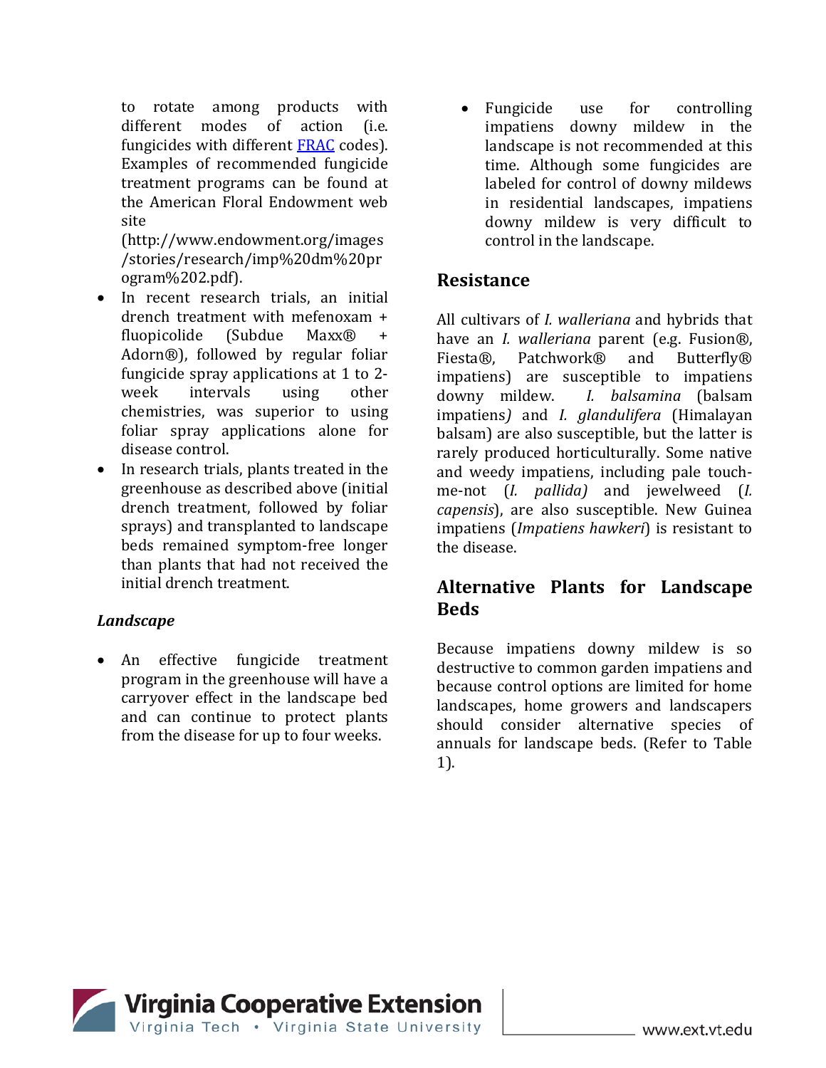to rotate among products with different modes of action (i.e. fungicides with different [FRAC](#) codes). Examples of recommended fungicide treatment programs can be found at the American Floral Endowment web site (http://www.endowment.org/images/stories/research/imp%20dm%20program%202.pdf).

- In recent research trials, an initial drench treatment with mefenoxam + fluopicolide (Subdue Maxx® + Adorn®), followed by regular foliar fungicide spray applications at 1 to 2-week intervals using other chemistries, was superior to using foliar spray applications alone for disease control.
- In research trials, plants treated in the greenhouse as described above (initial drench treatment, followed by foliar sprays) and transplanted to landscape beds remained symptom-free longer than plants that had not received the initial drench treatment.

### *Landscape*

- An effective fungicide treatment program in the greenhouse will have a carryover effect in the landscape bed and can continue to protect plants from the disease for up to four weeks.
- Fungicide use for controlling impatiens downy mildew in the landscape is not recommended at this time. Although some fungicides are labeled for control of downy mildews in residential landscapes, impatiens downy mildew is very difficult to control in the landscape.

## Resistance

All cultivars of *I. walleriana* and hybrids that have an *I. walleriana* parent (e.g. Fusion®, Fiesta®, Patchwork® and Butterfly® impatiens) are susceptible to impatiens downy mildew. *I. balsamina* (balsam impatiens) and *I. glandulifera* (Himalayan balsam) are also susceptible, but the latter is rarely produced horticulturally. Some native and weedy impatiens, including pale touch-me-not (*I. pallida)* and jewelweed (*I. capensis*), are also susceptible. New Guinea impatiens (*Impatiens hawkeri*) is resistant to the disease.

## Alternative Plants for Landscape Beds

Because impatiens downy mildew is so destructive to common garden impatiens and because control options are limited for home landscapes, home growers and landscapers should consider alternative species of annuals for landscape beds. (Refer to Table 1).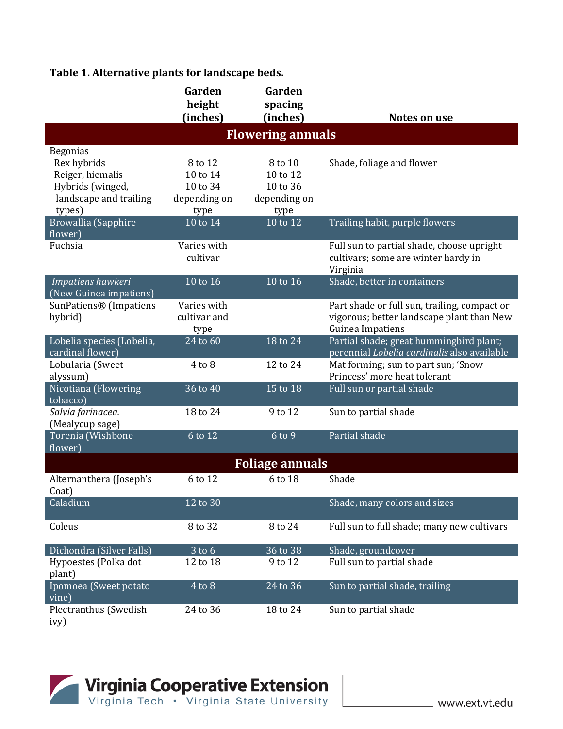**Table 1. Alternative plants for landscape beds.**

| | Garden height (inches) | Garden spacing (inches) | Notes on use |
|---|---|---|---|
| **Flowering annuals** | | | |
| Begonias | | | |
| Rex hybrids | 8 to 12 | 8 to 10 | Shade, foliage and flower |
| Reiger, hiemalis | 10 to 14 | 10 to 12 | |
| Hybrids (winged, landscape and trailing types) | 10 to 34 depending on type | 10 to 36 depending on type | |
| Browallia (Sapphire flower) | 10 to 14 | 10 to 12 | Trailing habit, purple flowers |
| Fuchsia | Varies with cultivar | | Full sun to partial shade, choose upright cultivars; some are winter hardy in Virginia |
| *Impatiens hawkeri* (New Guinea impatiens) | 10 to 16 | 10 to 16 | Shade, better in containers |
| SunPatiens® (Impatiens hybrid) | Varies with cultivar and type | | Part shade or full sun, trailing, compact or vigorous; better landscape plant than New Guinea Impatiens |
| Lobelia species (Lobelia, cardinal flower) | 24 to 60 | 18 to 24 | Partial shade; great hummingbird plant; perennial *Lobelia cardinalis* also available |
| Lobularia (Sweet alyssum) | 4 to 8 | 12 to 24 | Mat forming; sun to part sun; 'Snow Princess' more heat tolerant |
| Nicotiana (Flowering tobacco) | 36 to 40 | 15 to 18 | Full sun or partial shade |
| *Salvia farinacea.* (Mealycup sage) | 18 to 24 | 9 to 12 | Sun to partial shade |
| Torenia (Wishbone flower) | 6 to 12 | 6 to 9 | Partial shade |
| **Foliage annuals** | | | |
| Alternanthera (Joseph's Coat) | 6 to 12 | 6 to 18 | Shade |
| Caladium | 12 to 30 | | Shade, many colors and sizes |
| Coleus | 8 to 32 | 8 to 24 | Full sun to full shade; many new cultivars |
| Dichondra (Silver Falls) | 3 to 6 | 36 to 38 | Shade, groundcover |
| Hypoestes (Polka dot plant) | 12 to 18 | 9 to 12 | Full sun to partial shade |
| Ipomoea (Sweet potato vine) | 4 to 8 | 24 to 36 | Sun to partial shade, trailing |
| Plectranthus (Swedish ivy) | 24 to 36 | 18 to 24 | Sun to partial shade |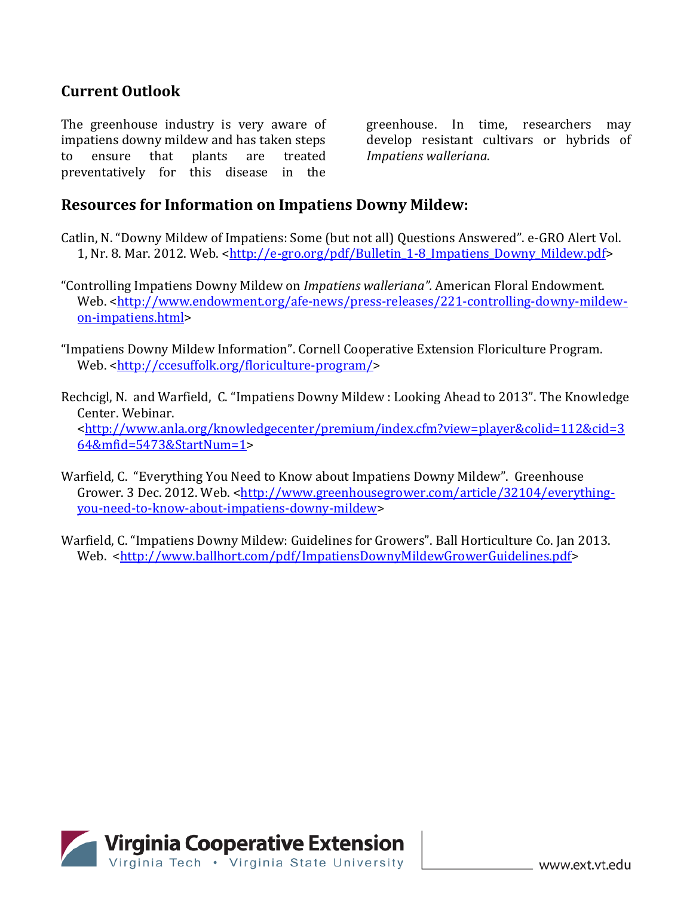## Current Outlook

The greenhouse industry is very aware of impatiens downy mildew and has taken steps to ensure that plants are treated preventatively for this disease in the greenhouse. In time, researchers may develop resistant cultivars or hybrids of *Impatiens walleriana*.

## Resources for Information on Impatiens Downy Mildew:

Catlin, N. "Downy Mildew of Impatiens: Some (but not all) Questions Answered". e-GRO Alert Vol. 1, Nr. 8. Mar. 2012. Web. <http://e-gro.org/pdf/Bulletin_1-8_Impatiens_Downy_Mildew.pdf>

"Controlling Impatiens Downy Mildew on *Impatiens walleriana".* American Floral Endowment. Web. <http://www.endowment.org/afe-news/press-releases/221-controlling-downy-mildew-on-impatiens.html>

"Impatiens Downy Mildew Information". Cornell Cooperative Extension Floriculture Program. Web. <http://ccesuffolk.org/floriculture-program/>

Rechcigl, N. and Warfield, C. "Impatiens Downy Mildew : Looking Ahead to 2013". The Knowledge Center. Webinar. <http://www.anla.org/knowledgecenter/premium/index.cfm?view=player&colid=112&cid=364&mfid=5473&StartNum=1>

Warfield, C. "Everything You Need to Know about Impatiens Downy Mildew". Greenhouse Grower. 3 Dec. 2012. Web. <http://www.greenhousegrower.com/article/32104/everything-you-need-to-know-about-impatiens-downy-mildew>

Warfield, C. "Impatiens Downy Mildew: Guidelines for Growers". Ball Horticulture Co. Jan 2013. Web. <http://www.ballhort.com/pdf/ImpatiensDownyMildewGrowerGuidelines.pdf>

Virginia Cooperative Extension
Virginia Tech • Virginia State University

www.ext.vt.edu